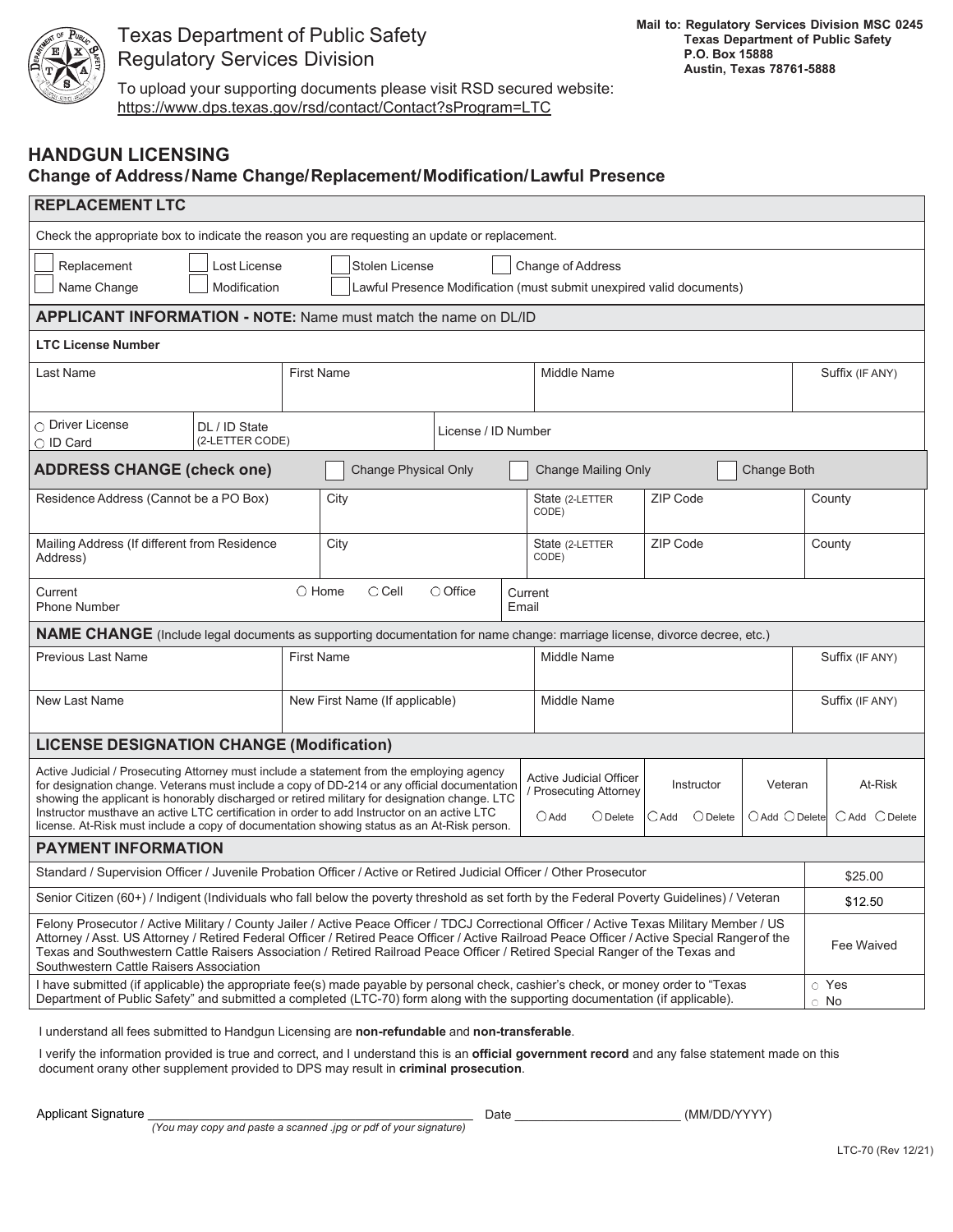Texas Department of Public Safety
Regulatory Services Division

To upload your supporting documents please visit RSD secured website:
https://www.dps.texas.gov/rsd/contact/Contact?sProgram=LTC

**Mail to: Regulatory Services Division MSC 0245**
**Texas Department of Public Safety**
**P.O. Box 15888**
**Austin, Texas 78761-5888**

## HANDGUN LICENSING
### Change of Address/Name Change/Replacement/Modification/Lawful Presence

### REPLACEMENT LTC

Check the appropriate box to indicate the reason you are requesting an update or replacement.

☐ Replacement ☐ Lost License ☐ Stolen License ☐ Change of Address
☐ Name Change ☐ Modification ☐ Lawful Presence Modification (must submit unexpired valid documents)

### APPLICANT INFORMATION - NOTE: Name must match the name on DL/ID

**LTC License Number**

| Last Name | First Name | Middle Name | Suffix (IF ANY) |
|---|---|---|---|
| | | | |

| ○ Driver License ○ ID Card | DL / ID State (2-LETTER CODE) | License / ID Number |
|---|---|---|
| | | |

### ADDRESS CHANGE (check one) ☐ Change Physical Only ☐ Change Mailing Only ☐ Change Both

| Residence Address (Cannot be a PO Box) | City | State (2-LETTER CODE) | ZIP Code | County |
|---|---|---|---|---|
| | | | | |
| **Mailing Address (If different from Residence Address)** | **City** | **State (2-LETTER CODE)** | **ZIP Code** | **County** |
| | | | | |

| Current Phone Number | ○ Home ○ Cell ○ Office | Current Email |
|---|---|---|
| | | |

### NAME CHANGE (Include legal documents as supporting documentation for name change: marriage license, divorce decree, etc.)

| Previous Last Name | First Name | Middle Name | Suffix (IF ANY) |
|---|---|---|---|
| | | | |
| **New Last Name** | **New First Name (If applicable)** | **Middle Name** | **Suffix (IF ANY)** |
| | | | |

### LICENSE DESIGNATION CHANGE (Modification)

Active Judicial / Prosecuting Attorney must include a statement from the employing agency for designation change. Veterans must include a copy of DD-214 or any official documentation showing the applicant is honorably discharged or retired military for designation change. LTC Instructor musthave an active LTC certification in order to add Instructor on an active LTC license. At-Risk must include a copy of documentation showing status as an At-Risk person.

| Active Judicial Officer / Prosecuting Attorney | Instructor | Veteran | At-Risk |
|---|---|---|---|
| ○ Add ○ Delete | ○ Add ○ Delete | ○ Add ○ Delete | ○ Add ○ Delete |

### PAYMENT INFORMATION

| | |
|---|---|
| Standard / Supervision Officer / Juvenile Probation Officer / Active or Retired Judicial Officer / Other Prosecutor | $25.00 |
| Senior Citizen (60+) / Indigent (Individuals who fall below the poverty threshold as set forth by the Federal Poverty Guidelines) / Veteran | $12.50 |
| Felony Prosecutor / Active Military / County Jailer / Active Peace Officer / TDCJ Correctional Officer / Active Texas Military Member / US Attorney / Asst. US Attorney / Retired Federal Officer / Retired Peace Officer / Active Railroad Peace Officer / Active Special Rangerof the Texas and Southwestern Cattle Raisers Association / Retired Railroad Peace Officer / Retired Special Ranger of the Texas and Southwestern Cattle Raisers Association | Fee Waived |
| I have submitted (if applicable) the appropriate fee(s) made payable by personal check, cashier's check, or money order to "Texas Department of Public Safety" and submitted a completed (LTC-70) form along with the supporting documentation (if applicable). | ○ Yes ○ No |

I understand all fees submitted to Handgun Licensing are **non-refundable** and **non-transferable**.

I verify the information provided is true and correct, and I understand this is an **official government record** and any false statement made on this document orany other supplement provided to DPS may result in **criminal prosecution**.

Applicant Signature ______________________________ Date ____________________ (MM/DD/YYYY)

*(You may copy and paste a scanned .jpg or pdf of your signature)*

LTC-70 (Rev 12/21)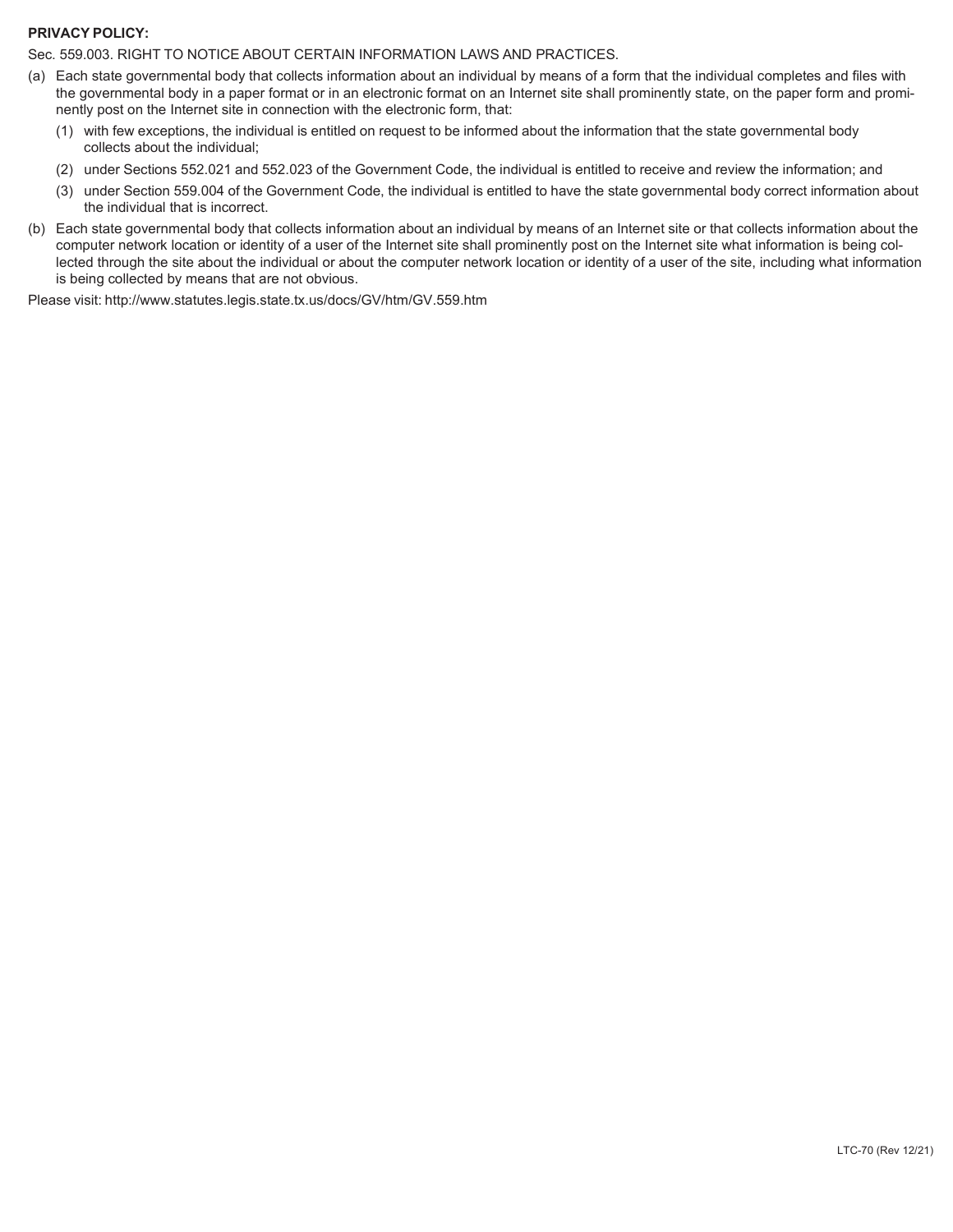**PRIVACY POLICY:**

Sec. 559.003. RIGHT TO NOTICE ABOUT CERTAIN INFORMATION LAWS AND PRACTICES.

(a) Each state governmental body that collects information about an individual by means of a form that the individual completes and files with the governmental body in a paper format or in an electronic format on an Internet site shall prominently state, on the paper form and prominently post on the Internet site in connection with the electronic form, that:

   (1) with few exceptions, the individual is entitled on request to be informed about the information that the state governmental body collects about the individual;

   (2) under Sections 552.021 and 552.023 of the Government Code, the individual is entitled to receive and review the information; and

   (3) under Section 559.004 of the Government Code, the individual is entitled to have the state governmental body correct information about the individual that is incorrect.

(b) Each state governmental body that collects information about an individual by means of an Internet site or that collects information about the computer network location or identity of a user of the Internet site shall prominently post on the Internet site what information is being collected through the site about the individual or about the computer network location or identity of a user of the site, including what information is being collected by means that are not obvious.

Please visit: http://www.statutes.legis.state.tx.us/docs/GV/htm/GV.559.htm

LTC-70 (Rev 12/21)